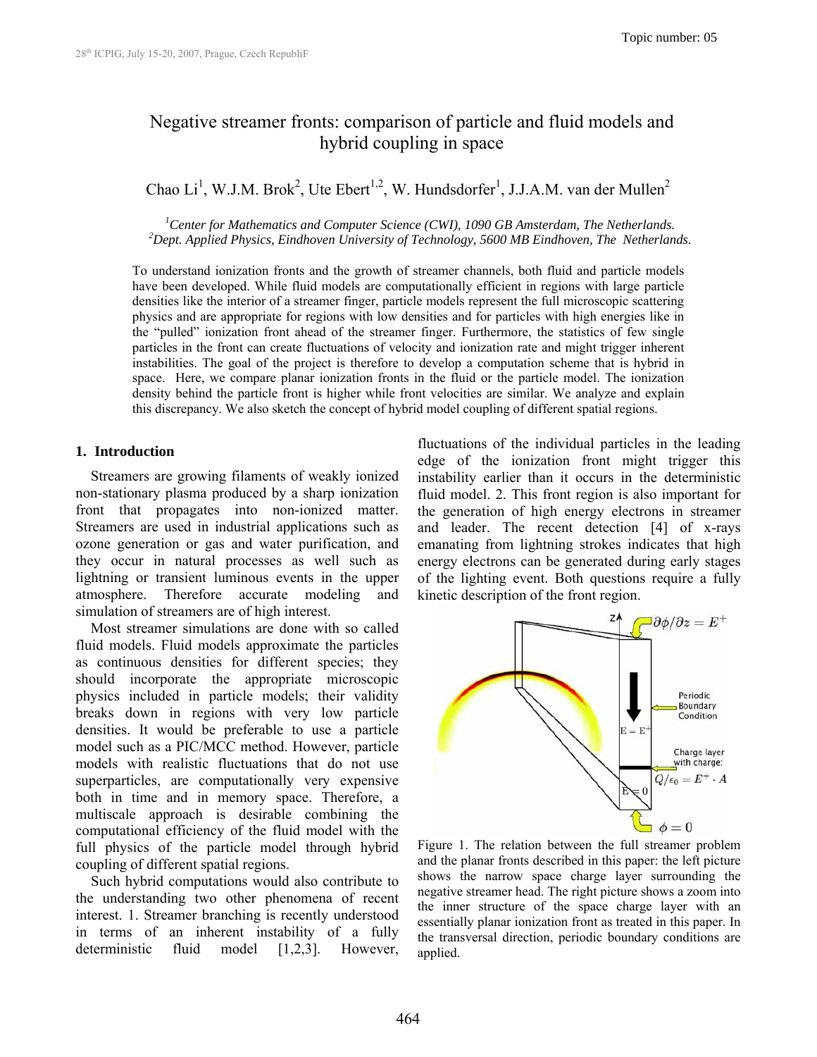# Negative streamer fronts: comparison of particle and fluid models and hybrid coupling in space

Chao Li[1], W.J.M. Brok[2], Ute Ebert[1,2], W. Hundsdorfer[1], J.J.A.M. van der Mullen[2]

*[1]Center for Mathematics and Computer Science (CWI), 1090 GB Amsterdam, The Netherlands.*
*[2]Dept. Applied Physics, Eindhoven University of Technology, 5600 MB Eindhoven, The Netherlands.*

To understand ionization fronts and the growth of streamer channels, both fluid and particle models have been developed. While fluid models are computationally efficient in regions with large particle densities like the interior of a streamer finger, particle models represent the full microscopic scattering physics and are appropriate for regions with low densities and for particles with high energies like in the "pulled" ionization front ahead of the streamer finger. Furthermore, the statistics of few single particles in the front can create fluctuations of velocity and ionization rate and might trigger inherent instabilities. The goal of the project is therefore to develop a computation scheme that is hybrid in space. Here, we compare planar ionization fronts in the fluid or the particle model. The ionization density behind the particle front is higher while front velocities are similar. We analyze and explain this discrepancy. We also sketch the concept of hybrid model coupling of different spatial regions.

## 1. Introduction

Streamers are growing filaments of weakly ionized non-stationary plasma produced by a sharp ionization front that propagates into non-ionized matter. Streamers are used in industrial applications such as ozone generation or gas and water purification, and they occur in natural processes as well such as lightning or transient luminous events in the upper atmosphere. Therefore accurate modeling and simulation of streamers are of high interest.

Most streamer simulations are done with so called fluid models. Fluid models approximate the particles as continuous densities for different species; they should incorporate the appropriate microscopic physics included in particle models; their validity breaks down in regions with very low particle densities. It would be preferable to use a particle model such as a PIC/MCC method. However, particle models with realistic fluctuations that do not use superparticles, are computationally very expensive both in time and in memory space. Therefore, a multiscale approach is desirable combining the computational efficiency of the fluid model with the full physics of the particle model through hybrid coupling of different spatial regions.

Such hybrid computations would also contribute to the understanding two other phenomena of recent interest. 1. Streamer branching is recently understood in terms of an inherent instability of a fully deterministic fluid model [1,2,3]. However, fluctuations of the individual particles in the leading edge of the ionization front might trigger this instability earlier than it occurs in the deterministic fluid model. 2. This front region is also important for the generation of high energy electrons in streamer and leader. The recent detection [4] of x-rays emanating from lightning strokes indicates that high energy electrons can be generated during early stages of the lighting event. Both questions require a fully kinetic description of the front region.

Figure 1. The relation between the full streamer problem and the planar fronts described in this paper: the left picture shows the narrow space charge layer surrounding the negative streamer head. The right picture shows a zoom into the inner structure of the space charge layer with an essentially planar ionization front as treated in this paper. In the transversal direction, periodic boundary conditions are applied.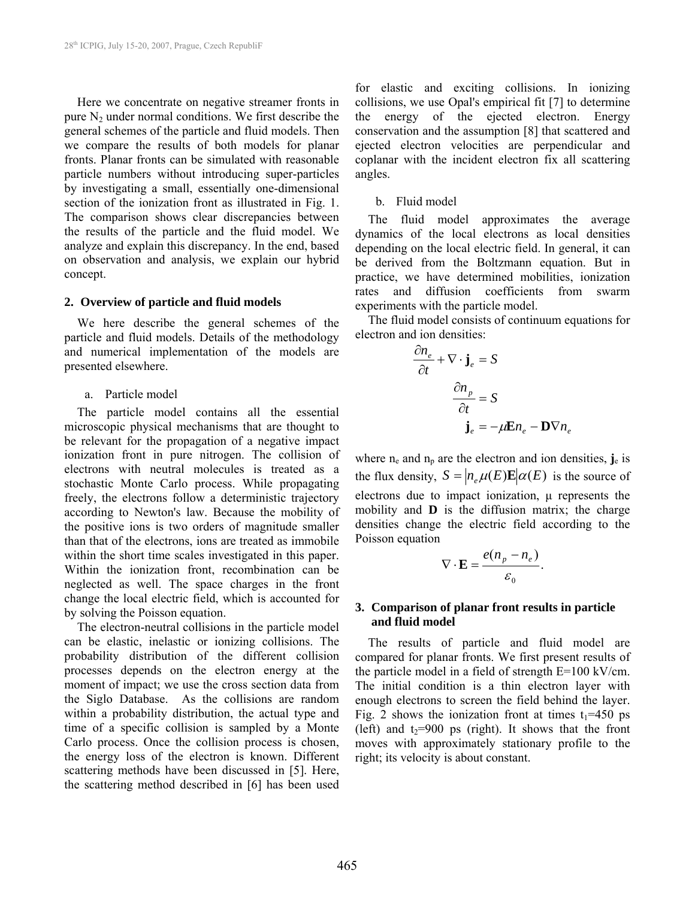Here we concentrate on negative streamer fronts in pure $N_2$ under normal conditions. We first describe the general schemes of the particle and fluid models. Then we compare the results of both models for planar fronts. Planar fronts can be simulated with reasonable particle numbers without introducing super-particles by investigating a small, essentially one-dimensional section of the ionization front as illustrated in Fig. 1. The comparison shows clear discrepancies between the results of the particle and the fluid model. We analyze and explain this discrepancy. In the end, based on observation and analysis, we explain our hybrid concept.

## 2. Overview of particle and fluid models

We here describe the general schemes of the particle and fluid models. Details of the methodology and numerical implementation of the models are presented elsewhere.

### a. Particle model

The particle model contains all the essential microscopic physical mechanisms that are thought to be relevant for the propagation of a negative impact ionization front in pure nitrogen. The collision of electrons with neutral molecules is treated as a stochastic Monte Carlo process. While propagating freely, the electrons follow a deterministic trajectory according to Newton's law. Because the mobility of the positive ions is two orders of magnitude smaller than that of the electrons, ions are treated as immobile within the short time scales investigated in this paper. Within the ionization front, recombination can be neglected as well. The space charges in the front change the local electric field, which is accounted for by solving the Poisson equation.

The electron-neutral collisions in the particle model can be elastic, inelastic or ionizing collisions. The probability distribution of the different collision processes depends on the electron energy at the moment of impact; we use the cross section data from the Siglo Database. As the collisions are random within a probability distribution, the actual type and time of a specific collision is sampled by a Monte Carlo process. Once the collision process is chosen, the energy loss of the electron is known. Different scattering methods have been discussed in [5]. Here, the scattering method described in [6] has been used for elastic and exciting collisions. In ionizing collisions, we use Opal's empirical fit [7] to determine the energy of the ejected electron. Energy conservation and the assumption [8] that scattered and ejected electron velocities are perpendicular and coplanar with the incident electron fix all scattering angles.

### b. Fluid model

The fluid model approximates the average dynamics of the local electrons as local densities depending on the local electric field. In general, it can be derived from the Boltzmann equation. But in practice, we have determined mobilities, ionization rates and diffusion coefficients from swarm experiments with the particle model.

The fluid model consists of continuum equations for electron and ion densities:

$$\frac{\partial n_e}{\partial t} + \nabla \cdot \mathbf{j}_e = S$$

$$\frac{\partial n_p}{\partial t} = S$$

$$\mathbf{j}_e = -\mu \mathbf{E} n_e - \mathbf{D} \nabla n_e$$

where $n_e$ and $n_p$ are the electron and ion densities, $\mathbf{j}_e$ is the flux density, $S = |n_e \mu(E)\mathbf{E}| \alpha(E)$ is the source of electrons due to impact ionization, $\mu$ represents the mobility and $\mathbf{D}$ is the diffusion matrix; the charge densities change the electric field according to the Poisson equation

$$\nabla \cdot \mathbf{E} = \frac{e(n_p - n_e)}{\varepsilon_0}.$$

## 3. Comparison of planar front results in particle and fluid model

The results of particle and fluid model are compared for planar fronts. We first present results of the particle model in a field of strength E=100 kV/cm. The initial condition is a thin electron layer with enough electrons to screen the field behind the layer. Fig. 2 shows the ionization front at times $t_1$=450 ps (left) and $t_2$=900 ps (right). It shows that the front moves with approximately stationary profile to the right; its velocity is about constant.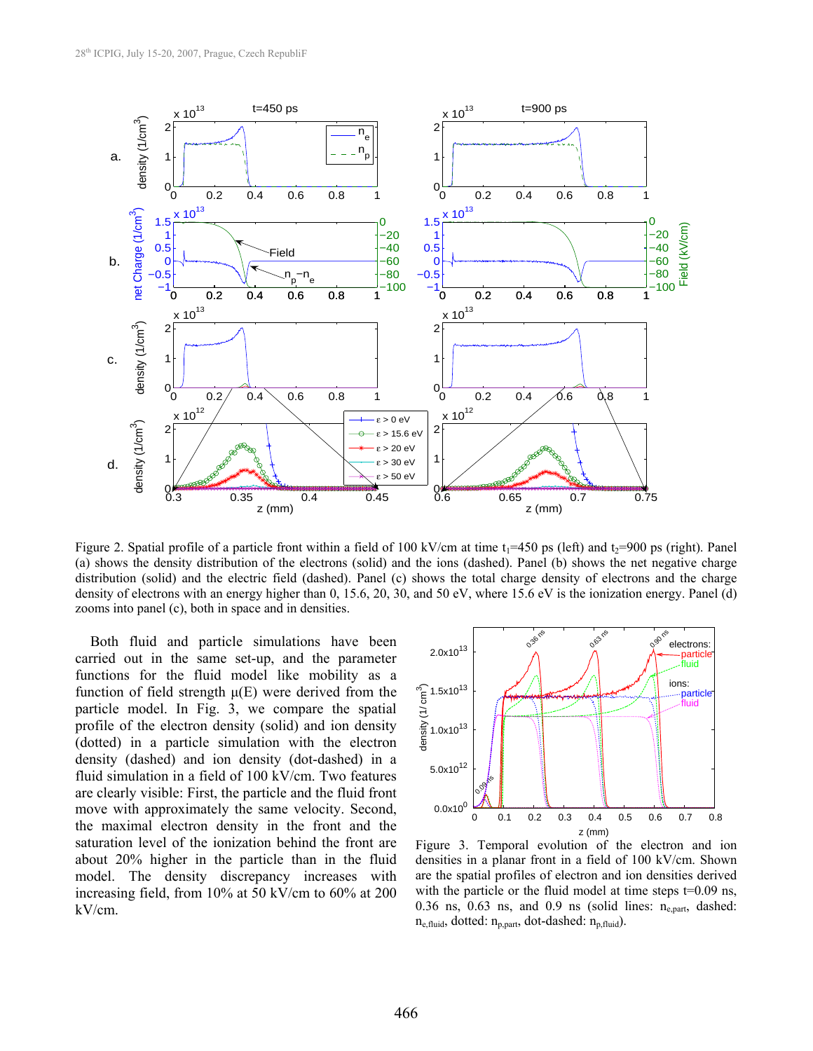Figure 2. Spatial profile of a particle front within a field of 100 kV/cm at time $t_1$=450 ps (left) and $t_2$=900 ps (right). Panel (a) shows the density distribution of the electrons (solid) and the ions (dashed). Panel (b) shows the net negative charge distribution (solid) and the electric field (dashed). Panel (c) shows the total charge density of electrons and the charge density of electrons with an energy higher than 0, 15.6, 20, 30, and 50 eV, where 15.6 eV is the ionization energy. Panel (d) zooms into panel (c), both in space and in densities.

Both fluid and particle simulations have been carried out in the same set-up, and the parameter functions for the fluid model like mobility as a function of field strength μ(E) were derived from the particle model. In Fig. 3, we compare the spatial profile of the electron density (solid) and ion density (dotted) in a particle simulation with the electron density (dashed) and ion density (dot-dashed) in a fluid simulation in a field of 100 kV/cm. Two features are clearly visible: First, the particle and the fluid front move with approximately the same velocity. Second, the maximal electron density in the front and the saturation level of the ionization behind the front are about 20% higher in the particle than in the fluid model. The density discrepancy increases with increasing field, from 10% at 50 kV/cm to 60% at 200 kV/cm.

Figure 3. Temporal evolution of the electron and ion densities in a planar front in a field of 100 kV/cm. Shown are the spatial profiles of electron and ion densities derived with the particle or the fluid model at time steps t=0.09 ns, 0.36 ns, 0.63 ns, and 0.9 ns (solid lines: $n_{e,part}$, dashed: $n_{e,fluid}$, dotted: $n_{p,part}$, dot-dashed: $n_{p,fluid}$).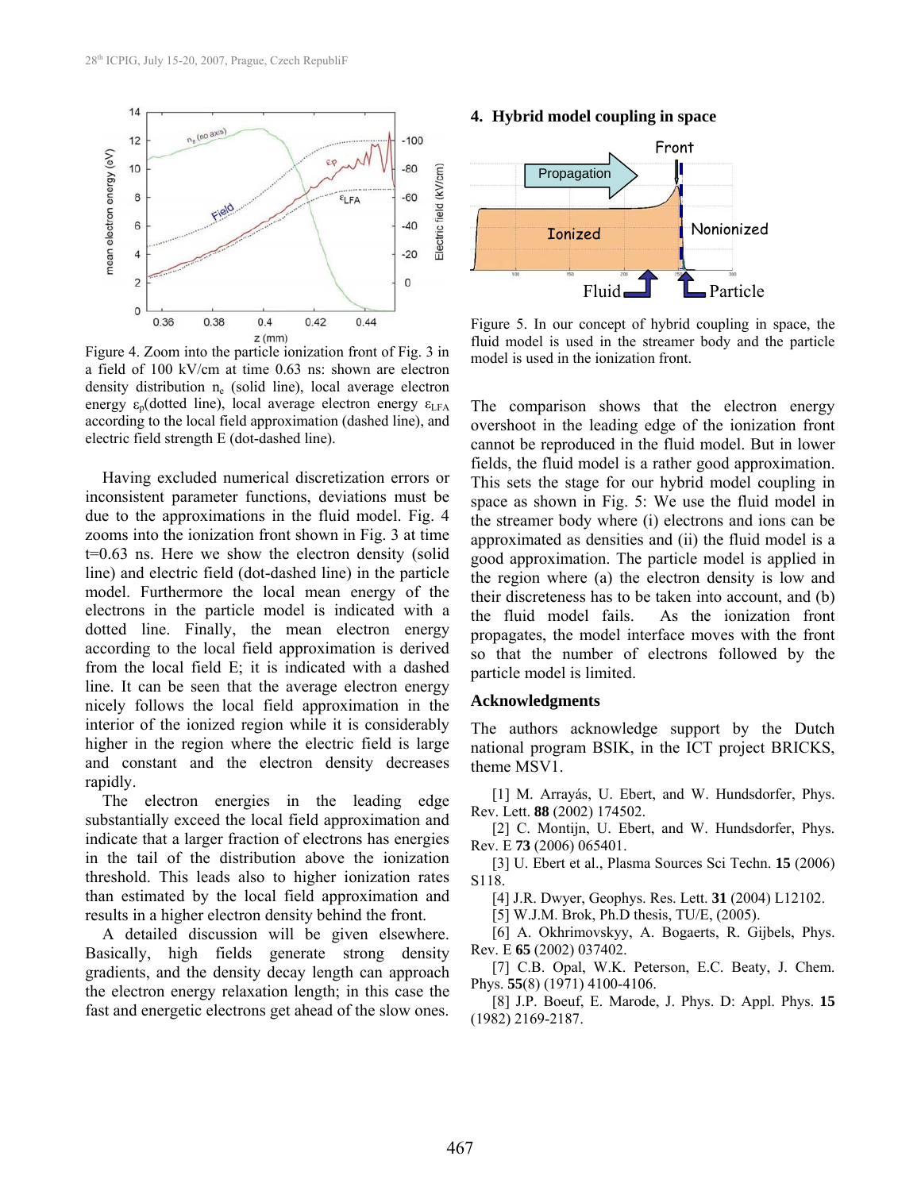14
12
10
8
6
4
2
0
mean electron energy (eV)
0.36 0.38 0.4 0.42 0.44
z (mm)
$n_e$ (no axis)
Field
$\varepsilon_p$
$\varepsilon_{LFA}$
-100
-80
-60
-40
-20
0
Electric field (kV/cm)

Figure 4. Zoom into the particle ionization front of Fig. 3 in a field of 100 kV/cm at time 0.63 ns: shown are electron density distribution $n_e$ (solid line), local average electron energy $\varepsilon_p$(dotted line), local average electron energy $\varepsilon_{LFA}$ according to the local field approximation (dashed line), and electric field strength E (dot-dashed line).

Having excluded numerical discretization errors or inconsistent parameter functions, deviations must be due to the approximations in the fluid model. Fig. 4 zooms into the ionization front shown in Fig. 3 at time t=0.63 ns. Here we show the electron density (solid line) and electric field (dot-dashed line) in the particle model. Furthermore the local mean energy of the electrons in the particle model is indicated with a dotted line. Finally, the mean electron energy according to the local field approximation is derived from the local field E; it is indicated with a dashed line. It can be seen that the average electron energy nicely follows the local field approximation in the interior of the ionized region while it is considerably higher in the region where the electric field is large and constant and the electron density decreases rapidly.

The electron energies in the leading edge substantially exceed the local field approximation and indicate that a larger fraction of electrons has energies in the tail of the distribution above the ionization threshold. This leads also to higher ionization rates than estimated by the local field approximation and results in a higher electron density behind the front.

A detailed discussion will be given elsewhere. Basically, high fields generate strong density gradients, and the density decay length can approach the electron energy relaxation length; in this case the fast and energetic electrons get ahead of the slow ones.

## 4. Hybrid model coupling in space

Front
Propagation
Ionized
Nonionized
Fluid
Particle

Figure 5. In our concept of hybrid coupling in space, the fluid model is used in the streamer body and the particle model is used in the ionization front.

The comparison shows that the electron energy overshoot in the leading edge of the ionization front cannot be reproduced in the fluid model. But in lower fields, the fluid model is a rather good approximation. This sets the stage for our hybrid model coupling in space as shown in Fig. 5: We use the fluid model in the streamer body where (i) electrons and ions can be approximated as densities and (ii) the fluid model is a good approximation. The particle model is applied in the region where (a) the electron density is low and their discreteness has to be taken into account, and (b) the fluid model fails. As the ionization front propagates, the model interface moves with the front so that the number of electrons followed by the particle model is limited.

## Acknowledgments

The authors acknowledge support by the Dutch national program BSIK, in the ICT project BRICKS, theme MSV1.

[1] M. Arrayás, U. Ebert, and W. Hundsdorfer, Phys. Rev. Lett. **88** (2002) 174502.

[2] C. Montijn, U. Ebert, and W. Hundsdorfer, Phys. Rev. E **73** (2006) 065401.

[3] U. Ebert et al., Plasma Sources Sci Techn. **15** (2006) S118.

[4] J.R. Dwyer, Geophys. Res. Lett. **31** (2004) L12102.

[5] W.J.M. Brok, Ph.D thesis, TU/E, (2005).

[6] A. Okhrimovskyy, A. Bogaerts, R. Gijbels, Phys. Rev. E **65** (2002) 037402.

[7] C.B. Opal, W.K. Peterson, E.C. Beaty, J. Chem. Phys. **55**(8) (1971) 4100-4106.

[8] J.P. Boeuf, E. Marode, J. Phys. D: Appl. Phys. **15** (1982) 2169-2187.